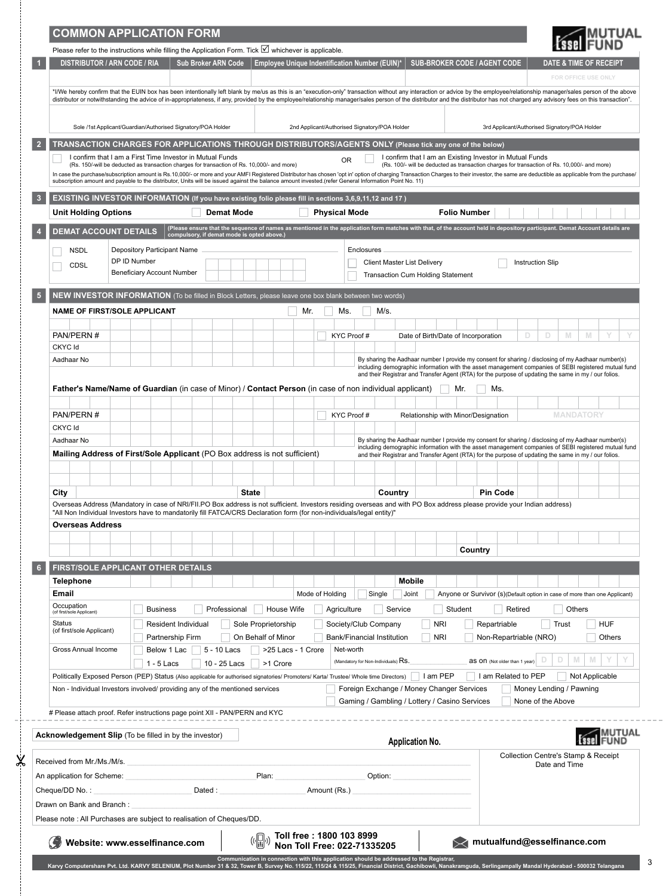# COMMON APPLICATION FORM

**Essel MUTUAL FUND**

Please refer to the instructions while filling the Application Form. Tick ☑ whichever is applicable.

## 1

| DISTRIBUTOR / ARN CODE / RIA | Sub Broker ARN Code | Employee Unique Indentification Number (EUIN)* | SUB-BROKER CODE / AGENT CODE | DATE & TIME OF RECEIPT |
|---|---|---|---|---|
| | | | | FOR OFFICE USE ONLY |

*I/We hereby confirm that the EUIN box has been intentionally left blank by me/us as this is an "execution-only" transaction without any interaction or advice by the employee/relationship manager/sales person of the above distributor or notwithstanding the advice of in-appropriateness, if any, provided by the employee/relationship manager/sales person of the distributor and the distributor has not charged any advisory fees on this transaction".

Sole /1st Applicant/Guardian/Authorised Signatory/POA Holder | 2nd Applicant/Authorised Signatory/POA Holder | 3rd Applicant/Authorised Signatory/POA Holder

## 2 TRANSACTION CHARGES FOR APPLICATIONS THROUGH DISTRIBUTORS/AGENTS ONLY (Please tick any one of the below)

☐ I confirm that I am a First Time Investor in Mutual Funds (Rs. 150/-will be deducted as transaction charges for transaction of Rs. 10,000/- and more)

OR

☐ I confirm that I am an Existing Investor in Mutual Funds (Rs. 100/- will be deducted as transaction charges for transaction of Rs. 10,000/- and more)

In case the purchase/subscription amount is Rs.10,000/- or more and your AMFI Registered Distributor has chosen 'opt in' option of charging Transaction Charges to their investor, the same are deductible as applicable from the purchase/ subscription amount and payable to the distributor, Units will be issued against the balance amount invested.(refer General Information Point No. 11)

## 3 EXISTING INVESTOR INFORMATION (If you have existing folio please fill in sections 3,6,9,11,12 and 17 )

**Unit Holding Options** ☐ **Demat Mode** ☐ **Physical Mode** **Folio Number**

## 4 DEMAT ACCOUNT DETAILS

(Please ensure that the sequence of names as mentioned in the application form matches with that, of the account held in depository participant. Demat Account details are compulsory, if demat mode is opted above.)

☐ NSDL ☐ CDSL

Depository Participant Name

DP ID Number

Beneficiary Account Number

Enclosures: ☐ Client Master List Delivery ☐ Instruction Slip ☐ Transaction Cum Holding Statement

## 5 NEW INVESTOR INFORMATION (To be filled in Block Letters, please leave one box blank between two words)

**NAME OF FIRST/SOLE APPLICANT** ☐ Mr. ☐ Ms. ☐ M/s.

PAN/PERN # ☐ KYC Proof # Date of Birth/Date of Incorporation D D M M Y Y

CKYC Id

Aadhaar No

By sharing the Aadhaar number I provide my consent for sharing / disclosing of my Aadhaar number(s) including demographic information with the asset management companies of SEBI registered mutual fund and their Registrar and Transfer Agent (RTA) for the purpose of updating the same in my / our folios.

**Father's Name/Name of Guardian** (in case of Minor) / **Contact Person** (in case of non individual applicant) ☐ Mr. ☐ Ms.

PAN/PERN # ☐ KYC Proof # Relationship with Minor/Designation MANDATORY

CKYC Id

Aadhaar No

By sharing the Aadhaar number I provide my consent for sharing / disclosing of my Aadhaar number(s) including demographic information with the asset management companies of SEBI registered mutual fund and their Registrar and Transfer Agent (RTA) for the purpose of updating the same in my / our folios.

**Mailing Address of First/Sole Applicant** (PO Box address is not sufficient)

**City** **State** **Country** **Pin Code**

Overseas Address (Mandatory in case of NRI/FII.PO Box address is not sufficient. Investors residing overseas and with PO Box address please provide your Indian address)
"All Non Individual Investors have to mandatorily fill FATCA/CRS Declaration form (for non-individuals/legal entity)"

**Overseas Address**

**Country**

## 6 FIRST/SOLE APPLICANT OTHER DETAILS

**Telephone** **Mobile**

**Email** Mode of Holding ☐ Single ☐ Joint ☐ Anyone or Survivor (s)(Default option in case of more than one Applicant)

| | |
|---|---|
| Occupation (of first/sole Applicant) | ☐ Business ☐ Professional ☐ House Wife ☐ Agriculture ☐ Service ☐ Student ☐ Retired ☐ Others |
| Status (of first/sole Applicant) | ☐ Resident Individual ☐ Sole Proprietorship ☐ Society/Club Company ☐ NRI ☐ Repartriable ☐ Trust ☐ HUF<br>☐ Partnership Firm ☐ On Behalf of Minor ☐ Bank/Financial Institution ☐ NRI ☐ Non-Repartriable (NRO) ☐ Others |
| Gross Annual Income | ☐ Below 1 Lac ☐ 5 - 10 Lacs ☐ >25 Lacs - 1 Crore<br>☐ 1 - 5 Lacs ☐ 10 - 25 Lacs ☐ >1 Crore<br>Net-worth (Mandatory for Non-Individuals) Rs. ______ as on (Not older than 1 year) D D M M Y Y |

Politically Exposed Person (PEP) Status (Also applicable for authorised signatories/ Promoters/ Karta/ Trustee/ Whole time Directors) ☐ I am PEP ☐ I am Related to PEP ☐ Not Applicable

Non - Individual Investors involved/ providing any of the mentioned services ☐ Foreign Exchange / Money Changer Services ☐ Money Lending / Pawning ☐ Gaming / Gambling / Lottery / Casino Services ☐ None of the Above

# Please attach proof. Refer instructions page point XII - PAN/PERN and KYC

---

**Acknowledgement Slip** (To be filled in by the investor) **Application No.**

**Essel MUTUAL FUND**

Received from Mr./Ms./M/s. ______

An application for Scheme: ______ Plan: ______ Option: ______

Cheque/DD No. : ______ Dated : ______ Amount (Rs.) ______

Drawn on Bank and Branch : ______

Please note : All Purchases are subject to realisation of Cheques/DD.

Collection Centre's Stamp & Receipt Date and Time

**Website: www.esselfinance.com** | **Toll free : 1800 103 8999 Non Toll Free: 022-71335205** | **mutualfund@esselfinance.com**

**Communication in connection with this application should be addressed to the Registrar,**
**Karvy Computershare Pvt. Ltd. KARVY SELENIUM, Plot Number 31 & 32, Tower B, Survey No. 115/22, 115/24 & 115/25, Financial District, Gachibowli, Nanakramguda, Serlingampally Mandal Hyderabad - 500032 Telangana**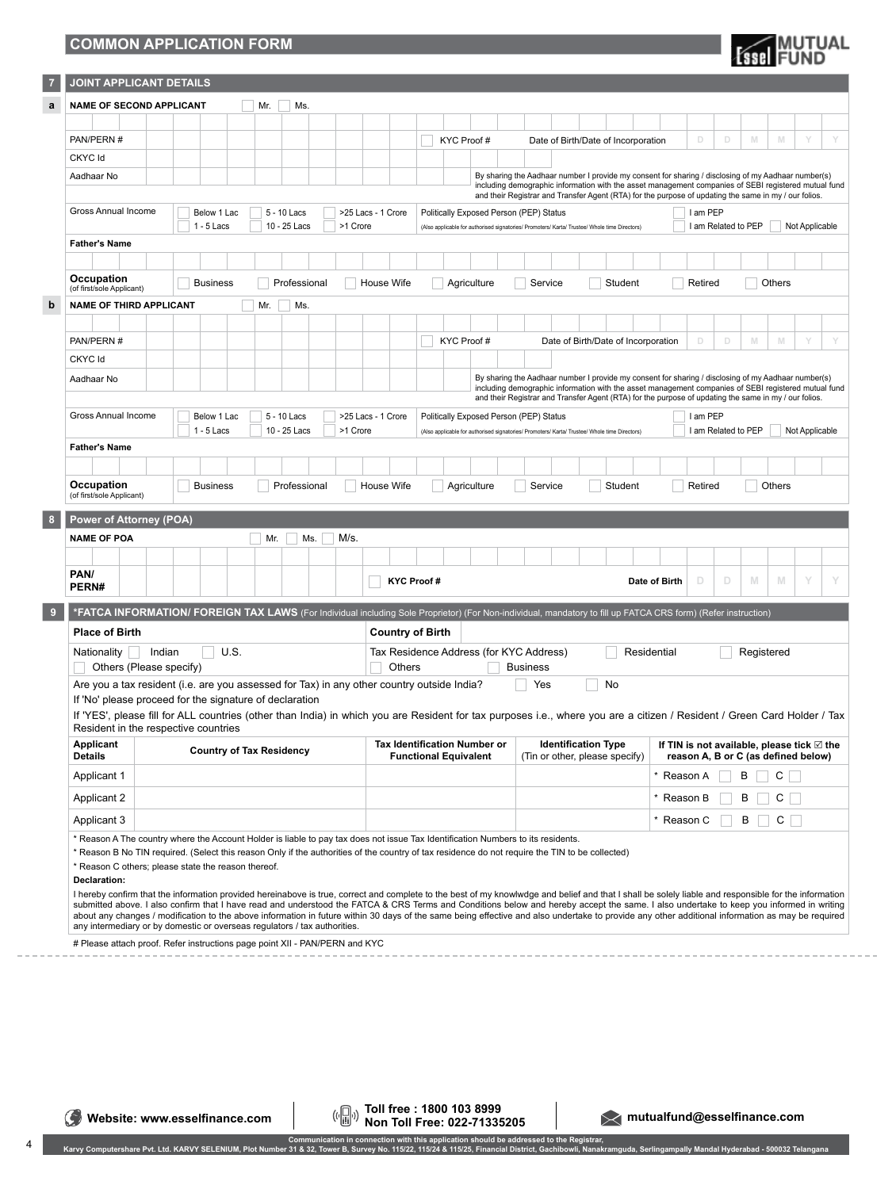## COMMON APPLICATION FORM

### 7 JOINT APPLICANT DETAILS

**a NAME OF SECOND APPLICANT** ☐ Mr. ☐ Ms.

PAN/PERN # ☐ KYC Proof # Date of Birth/Date of Incorporation D D M M Y Y

CKYC Id

Aadhaar No — By sharing the Aadhaar number I provide my consent for sharing / disclosing of my Aadhaar number(s) including demographic information with the asset management companies of SEBI registered mutual fund and their Registrar and Transfer Agent (RTA) for the purpose of updating the same in my / our folios.

Gross Annual Income ☐ Below 1 Lac ☐ 1 - 5 Lacs ☐ 5 - 10 Lacs ☐ 10 - 25 Lacs ☐ >25 Lacs - 1 Crore ☐ >1 Crore

Politically Exposed Person (PEP) Status (Also applicable for authorised signatories/ Promoters/ Karta/ Trustee/ Whole time Directors) ☐ I am PEP ☐ I am Related to PEP ☐ Not Applicable

**Father's Name**

**Occupation** (of first/sole Applicant) ☐ Business ☐ Professional ☐ House Wife ☐ Agriculture ☐ Service ☐ Student ☐ Retired ☐ Others

**b NAME OF THIRD APPLICANT** ☐ Mr. ☐ Ms.

PAN/PERN # ☐ KYC Proof # Date of Birth/Date of Incorporation D D M M Y Y

CKYC Id

Aadhaar No — By sharing the Aadhaar number I provide my consent for sharing / disclosing of my Aadhaar number(s) including demographic information with the asset management companies of SEBI registered mutual fund and their Registrar and Transfer Agent (RTA) for the purpose of updating the same in my / our folios.

Gross Annual Income ☐ Below 1 Lac ☐ 1 - 5 Lacs ☐ 5 - 10 Lacs ☐ 10 - 25 Lacs ☐ >25 Lacs - 1 Crore ☐ >1 Crore

Politically Exposed Person (PEP) Status (Also applicable for authorised signatories/ Promoters/ Karta/ Trustee/ Whole time Directors) ☐ I am PEP ☐ I am Related to PEP ☐ Not Applicable

**Father's Name**

**Occupation** (of first/sole Applicant) ☐ Business ☐ Professional ☐ House Wife ☐ Agriculture ☐ Service ☐ Student ☐ Retired ☐ Others

### 8 Power of Attorney (POA)

**NAME OF POA** ☐ Mr. ☐ Ms. ☐ M/s.

**PAN/ PERN#** ☐ **KYC Proof #** **Date of Birth** D D M M Y Y

### 9 *FATCA INFORMATION/ FOREIGN TAX LAWS (For Individual including Sole Proprietor) (For Non-individual, mandatory to fill up FATCA CRS form) (Refer instruction)

**Place of Birth** | **Country of Birth**

Nationality ☐ Indian ☐ U.S. ☐ Others (Please specify)

Tax Residence Address (for KYC Address) ☐ Residential ☐ Registered ☐ Others ☐ Business

Are you a tax resident (i.e. are you assessed for Tax) in any other country outside India? ☐ Yes ☐ No

If 'No' please proceed for the signature of declaration

If 'YES', please fill for ALL countries (other than India) in which you are Resident for tax purposes i.e., where you are a citizen / Resident / Green Card Holder / Tax Resident in the respective countries

| Applicant Details | Country of Tax Residency | Tax Identification Number or Functional Equivalent | Identification Type (Tin or other, please specify) | If TIN is not available, please tick ☑ the reason A, B or C (as defined below) |
|---|---|---|---|---|
| Applicant 1 | | | | * Reason A ☐ B ☐ C ☐ |
| Applicant 2 | | | | * Reason B ☐ B ☐ C ☐ |
| Applicant 3 | | | | * Reason C ☐ B ☐ C ☐ |

* Reason A The country where the Account Holder is liable to pay tax does not issue Tax Identification Numbers to its residents.
* Reason B No TIN required. (Select this reason Only if the authorities of the country of tax residence do not require the TIN to be collected)
* Reason C others; please state the reason thereof.

**Declaration:**

I hereby confirm that the information provided hereinabove is true, correct and complete to the best of my knowlwdge and belief and that I shall be solely liable and responsible for the information submitted above. I also confirm that I have read and understood the FATCA & CRS Terms and Conditions below and hereby accept the same. I also undertake to keep you informed in writing about any changes / modification to the above information in future within 30 days of the same being effective and also undertake to provide any other additional information as may be required any intermediary or by domestic or overseas regulators / tax authorities.

# Please attach proof. Refer instructions page point XII - PAN/PERN and KYC

Website: www.esselfinance.com | Toll free : 1800 103 8999 Non Toll Free: 022-71335205 | mutualfund@esselfinance.com

Communication in connection with this application should be addressed to the Registrar,
Karvy Computershare Pvt. Ltd. KARVY SELENIUM, Plot Number 31 & 32, Tower B, Survey No. 115/22, 115/24 & 115/25, Financial District, Gachibowli, Nanakramguda, Serlingampally Mandal Hyderabad - 500032 Telangana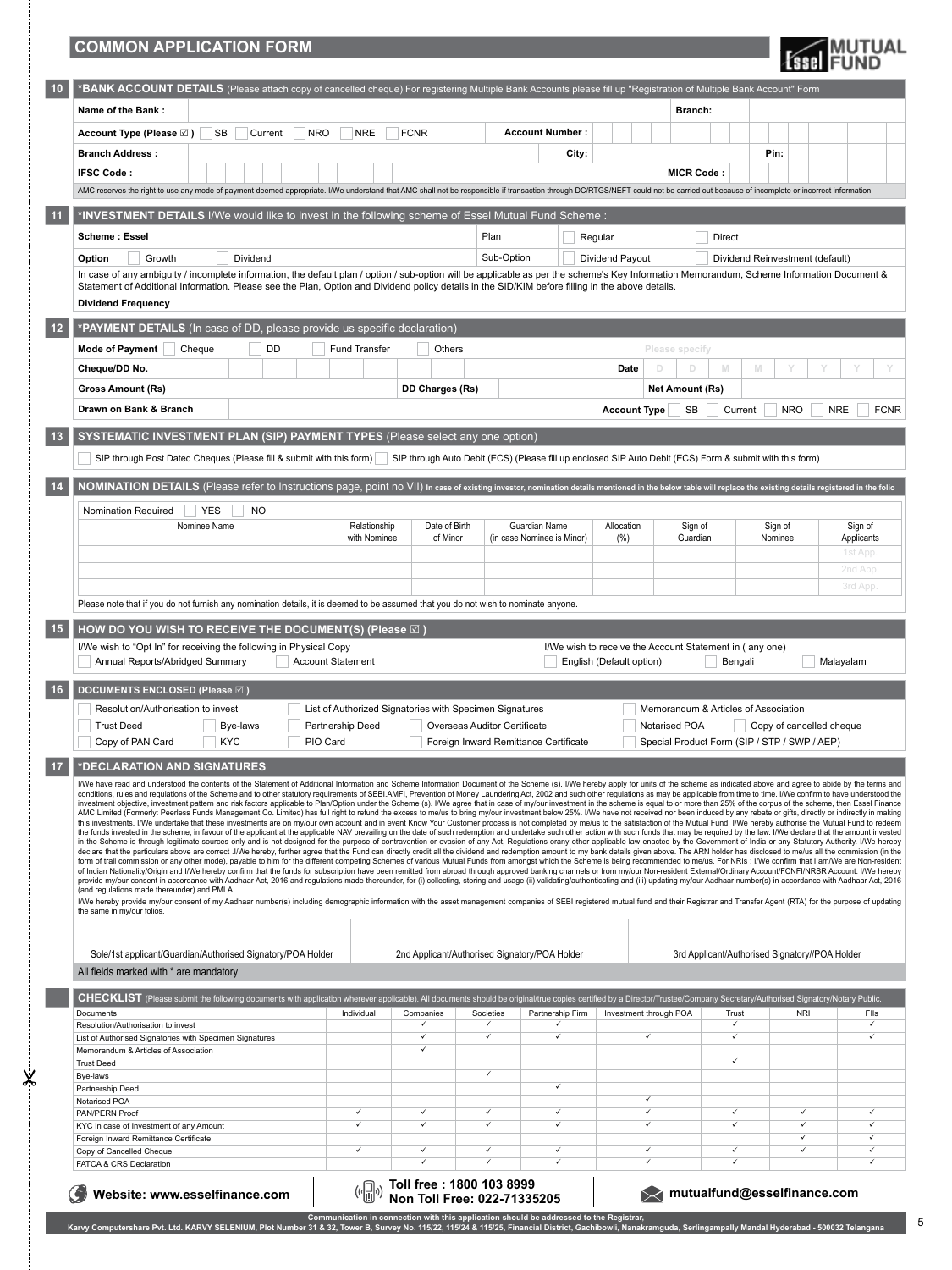## COMMON APPLICATION FORM

ESSEL MUTUAL FUND

### 10 *BANK ACCOUNT DETAILS (Please attach copy of cancelled cheque) For registering Multiple Bank Accounts please fill up "Registration of Multiple Bank Account" Form

Name of the Bank : Branch :

Account Type (Please ☑ ) ☐ SB ☐ Current ☐ NRO ☐ NRE ☐ FCNR Account Number :

Branch Address : City : Pin:

IFSC Code : MICR Code :

AMC reserves the right to use any mode of payment deemed appropriate. I/We understand that AMC shall not be responsible if transaction through DC/RTGS/NEFT could not be carried out because of incomplete or incorrect information.

### 11 *INVESTMENT DETAILS I/We would like to invest in the following scheme of Essel Mutual Fund Scheme :

Scheme : Essel Plan ☐ Regular ☐ Direct

Option ☐ Growth ☐ Dividend Sub-Option ☐ Dividend Payout ☐ Dividend Reinvestment (default)

In case of any ambiguity / incomplete information, the default plan / option / sub-option will be applicable as per the scheme's Key Information Memorandum, Scheme Information Document & Statement of Additional Information. Please see the Plan, Option and Dividend policy details in the SID/KIM before filling in the above details.

Dividend Frequency

### 12 *PAYMENT DETAILS (In case of DD, please provide us specific declaration)

Mode of Payment ☐ Cheque ☐ DD ☐ Fund Transfer ☐ Others Please specify

Cheque/DD No. Date D D M M Y Y Y Y

Gross Amount (Rs) DD Charges (Rs) Net Amount (Rs)

Drawn on Bank & Branch Account Type ☐ SB ☐ Current ☐ NRO ☐ NRE ☐ FCNR

### 13 SYSTEMATIC INVESTMENT PLAN (SIP) PAYMENT TYPES (Please select any one option)

☐ SIP through Post Dated Cheques (Please fill & submit with this form) ☐ SIP through Auto Debit (ECS) (Please fill up enclosed SIP Auto Debit (ECS) Form & submit with this form)

### 14 NOMINATION DETAILS (Please refer to Instructions page, point no VII) In case of existing investor, nomination details mentioned in the below table will replace the existing details registered in the folio

Nomination Required ☐ YES ☐ NO

| Nominee Name | Relationship with Nominee | Date of Birth of Minor | Guardian Name (in case Nominee is Minor) | Allocation (%) | Sign of Guardian | Sign of Nominee | Sign of Applicants |
|---|---|---|---|---|---|---|---|
| | | | | | | | 1st App. |
| | | | | | | | 2nd App. |
| | | | | | | | 3rd App. |

Please note that if you do not furnish any nomination details, it is deemed to be assumed that you do not wish to nominate anyone.

### 15 HOW DO YOU WISH TO RECEIVE THE DOCUMENT(S) (Please ☑ )

I/We wish to "Opt In" for receiving the following in Physical Copy
☐ Annual Reports/Abridged Summary ☐ Account Statement

I/We wish to receive the Account Statement in ( any one)
☐ English (Default option) ☐ Bengali ☐ Malayalam

### 16 DOCUMENTS ENCLOSED (Please ☑ )

☐ Resolution/Authorisation to invest ☐ List of Authorized Signatories with Specimen Signatures ☐ Memorandum & Articles of Association
☐ Trust Deed ☐ Bye-laws ☐ Partnership Deed ☐ Overseas Auditor Certificate ☐ Notarised POA ☐ Copy of cancelled cheque
☐ Copy of PAN Card ☐ KYC ☐ PIO Card ☐ Foreign Inward Remittance Certificate ☐ Special Product Form (SIP / STP / SWP / AEP)

### 17 *DECLARATION AND SIGNATURES

I/We have read and understood the contents of the Statement of Additional Information and Scheme Information Document of the Scheme (s). I/We hereby apply for units of the scheme as indicated above and agree to abide by the terms and conditions, rules and regulations of the Scheme and to other statutory requirements of SEBI.AMFI, Prevention of Money Laundering Act, 2002 and such other regulations as may be applicable from time to time. I/We confirm to have understood the investment objective, investment pattern and risk factors applicable to Plan/Option under the Scheme (s). I/We agree that in case of my/our investment in the scheme is equal to or more than 25% of the corpus of the scheme, then Essel Finance AMC Limited (Formerly: Peerless Funds Management Co. Limited) has full right to refund the excess to me/us to bring my/our investment below 25%. I/We have not received nor been induced by any rebate or gifts, directly or indirectly in making this investments. I/We undertake that these investments are on my/our own account and in event Know Your Customer process is not completed by me/us to the satisfaction of the Mutual Fund, I/We hereby authorise the Mutual Fund to redeem the funds invested in the scheme, in favour of the applicant at the applicable NAV prevailing on the date of such redemption and undertake such other action with such funds that may be required by the law. I/We declare that the amount invested in the Scheme is through legitimate sources only and is not designed for the purpose of contravention or evasion of any Act, Regulations orany other applicable law enacted by the Government of India or any Statutory Authority. I/We hereby declare that the particulars above are correct .I/We hereby, further agree that the Fund can directly credit all the dividend and redemption amount to my bank details given above. The ARN holder has disclosed to me/us all the commission (in the form of trail commission or any other mode), payable to him for the different competing Schemes of various Mutual Funds from amongst which the Scheme is being recommended to me/us. For NRIs : I/We confirm that I am/We are Non-resident of Indian Nationality/Origin and I/We hereby confirm that the funds for subscription have been remitted from abroad through approved banking channels or from my/our Non-resident External/Ordinary Account/FCNFI/NRSR Account. I/We hereby provide my/our consent in accordance with Aadhaar Act, 2016 and regulations made thereunder, for (i) collecting, storing and usage (ii) validating/authenticating and (iii) updating my/our Aadhaar number(s) in accordance with Aadhaar Act, 2016 (and regulations made thereunder) and PMLA.

I/We hereby provide my/our consent of my Aadhaar number(s) including demographic information with the asset management companies of SEBI registered mutual fund and their Registrar and Transfer Agent (RTA) for the purpose of updating the same in my/our folios.

| Sole/1st applicant/Guardian/Authorised Signatory/POA Holder | 2nd Applicant/Authorised Signatory/POA Holder | 3rd Applicant/Authorised Signatory//POA Holder |
|---|---|---|

All fields marked with * are mandatory

### CHECKLIST (Please submit the following documents with application wherever applicable). All documents should be original/true copies certified by a Director/Trustee/Company Secretary/Authorised Signatory/Notary Public.

| Documents | Individual | Companies | Societies | Partnership Firm | Investment through POA | Trust | NRI | FIIs |
|---|---|---|---|---|---|---|---|---|
| Resolution/Authorisation to invest | | ✓ | ✓ | ✓ | | ✓ | | ✓ |
| List of Authorised Signatories with Specimen Signatures | | ✓ | ✓ | ✓ | ✓ | ✓ | | ✓ |
| Memorandum & Articles of Association | | ✓ | | | | | | |
| Trust Deed | | | | | | ✓ | | |
| Bye-laws | | | ✓ | | | | | |
| Partnership Deed | | | | ✓ | | | | |
| Notarised POA | | | | | ✓ | | | |
| PAN/PERN Proof | ✓ | ✓ | ✓ | ✓ | ✓ | ✓ | ✓ | ✓ |
| KYC in case of Investment of any Amount | ✓ | ✓ | ✓ | ✓ | ✓ | ✓ | ✓ | ✓ |
| Foreign Inward Remittance Certificate | | | | | | | ✓ | ✓ |
| Copy of Cancelled Cheque | ✓ | ✓ | ✓ | ✓ | ✓ | ✓ | ✓ | ✓ |
| FATCA & CRS Declaration | | ✓ | ✓ | ✓ | ✓ | ✓ | | ✓ |

Website: www.esselfinance.com | Toll free : 1800 103 8999 Non Toll Free: 022-71335205 | mutualfund@esselfinance.com

Communication in connection with this application should be addressed to the Registrar,
Karvy Computershare Pvt. Ltd. KARVY SELENIUM, Plot Number 31 & 32, Tower B, Survey No. 115/22, 115/24 & 115/25, Financial District, Gachibowli, Nanakramguda, Serlingampally Mandal Hyderabad - 500032 Telangana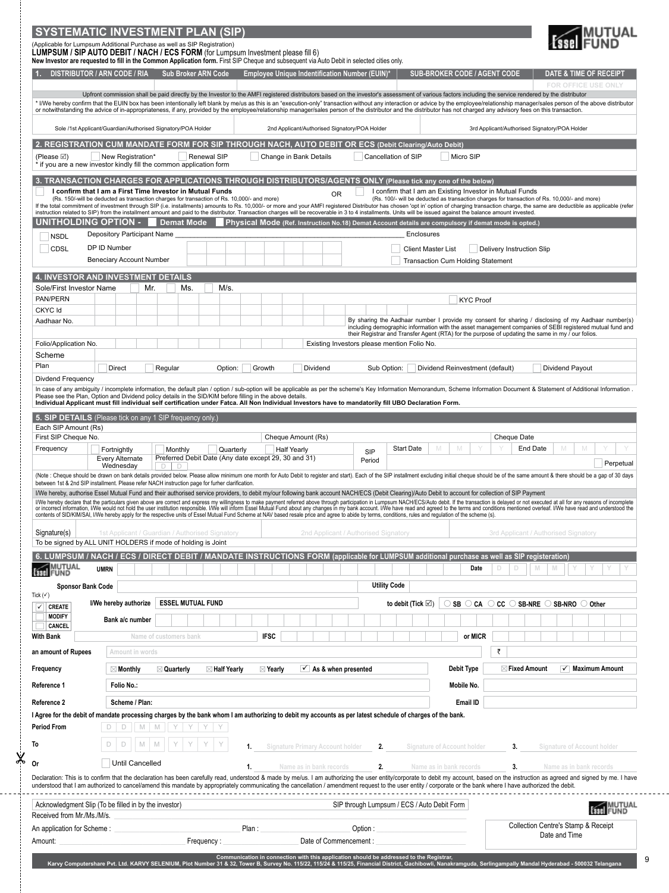# SYSTEMATIC INVESTMENT PLAN (SIP)

(Applicable for Lumpsum Additional Purchase as well as SIP Registration)

**LUMPSUM / SIP AUTO DEBIT / NACH / ECS FORM** (for Lumpsum Investment please fill 6)

**New Investor are requested to fill in the Common Application form.** First SIP Cheque and subsequent via Auto Debit in selected cities only.

| 1. DISTRIBUTOR / ARN CODE / RIA | Sub Broker ARN Code | Employee Unique Indentification Number (EUIN)* | SUB-BROKER CODE / AGENT CODE | DATE & TIME OF RECEIPT |
|---|---|---|---|---|
| | | | | FOR OFFICE USE ONLY |

Upfront commission shall be paid directly by the Investor to the AMFI registered distributors based on the investor's assessment of various factors including the service rendered by the distributor

* I/We hereby confirm that the EUIN box has been intentionally left blank by me/us as this is an "execution-only" transaction without any interaction or advice by the employee/relationship manager/sales person of the above distributor or notwithstanding the advice of in-appropriateness, if any, provided by the employee/relationship manager/sales person of the distributor and the distributor has not charged any advisory fees on this transaction.

| Sole /1st Applicant/Guardian/Authorised Signatory/POA Holder | 2nd Applicant/Authorised Signatory/POA Holder | 3rd Applicant/Authorised Signatory/POA Holder |
|---|---|---|

## 2. REGISTRATION CUM MANDATE FORM FOR SIP THROUGH NACH, AUTO DEBIT OR ECS (Debit Clearing/Auto Debit)

(Please ☑) ☐ New Registration* ☐ Renewal SIP ☐ Change in Bank Details ☐ Cancellation of SIP ☐ Micro SIP

* if you are a new investor kindly fill the common application form

## 3. TRANSACTION CHARGES FOR APPLICATIONS THROUGH DISTRIBUTORS/AGENTS ONLY (Please tick any one of the below)

☐ **I confirm that I am a First Time Investor in Mutual Funds**
(Rs. 150/-will be deducted as transaction charges for transaction of Rs. 10,000/- and more)

OR

☐ I confirm that I am an Existing Investor in Mutual Funds
(Rs. 100/- will be deducted as transaction charges for transaction of Rs. 10,000/- and more)

If the total commitment of investment through SIP (i.e. installments) amounts to Rs. 10,000/- or more and your AMFI registered Distributor has chosen 'opt in' option of charging transaction charge, the same are deductible as applicable (refer instruction related to SIP) from the installment amount and paid to the distributor. Transaction charges will be recoverable in 3 to 4 installments. Units will be issued against the balance amount invested.

### UNITHOLDING OPTION - ☐ Demat Mode ☐ Physical Mode (Ref. Instruction No.18) Demat Account details are compulsory if demat mode is opted.)

| ☐ NSDL | Depository Participant Name | | Enclosures |
|---|---|---|---|
| ☐ CDSL | DP ID Number | | ☐ Client Master List ☐ Delivery Instruction Slip |
| | Beneciary Account Number | | ☐ Transaction Cum Holding Statement |

## 4. INVESTOR AND INVESTMENT DETAILS

| | |
|---|---|
| Sole/First Investor Name | ☐ Mr. ☐ Ms. ☐ M/s. |
| PAN/PERN | ☐ KYC Proof |
| CKYC Id | |
| Aadhaar No. | By sharing the Aadhaar number I provide my consent for sharing / disclosing of my Aadhaar number(s) including demographic information with the asset management companies of SEBI registered mutual fund and their Registrar and Transfer Agent (RTA) for the purpose of updating the same in my / our folios. |
| Folio/Application No. | Existing Investors please mention Folio No. |
| Scheme | |
| Plan | ☐ Direct ☐ Regular Option: ☐ Growth ☐ Dividend Sub Option: ☐ Dividend Reinvestment (default) ☐ Dividend Payout |
| Divdend Frequency | |

In case of any ambiguity / incomplete information, the default plan / option / sub-option will be applicable as per the scheme's Key Information Memorandum, Scheme Information Document & Statement of Additional Information . Please see the Plan, Option and Dividend policy details in the SID/KIM before filling in the above details.

**Individual Applicant must fill individual self certification under Fatca. All Non Individual Investors have to mandatorily fill UBO Declaration Form.**

## 5. SIP DETAILS (Please tick on any 1 SIP frequency only.)

| | | | |
|---|---|---|---|
| Each SIP Amount (Rs) | | | |
| First SIP Cheque No. | Cheque Amount (Rs) | | Cheque Date |
| Frequency | ☐ Fortnightly ☐ Monthly ☐ Quarterly ☐ Half Yearly | SIP Period | Start Date M M Y Y End Date M M Y Y |
| | Every Alternate Wednesday / Preferred Debit Date (Any date except 29, 30 and 31) D D | | ☐ Perpetual |

(Note : Cheque should be drawn on bank details provided below. Please allow minimum one month for Auto Debit to register and start). Each of the SIP installment excluding initial cheque should be of the same amount & there should be a gap of 30 days between 1st & 2nd SIP installment. Please refer NACH instruction page for further clarification.

I/We hereby, authorise Essel Mutual Fund and their authorised service providers, to debit my/our following bank account NACH/ECS (Debit Clearing)/Auto Debit to account for collection of SIP Payment

I/We hereby declare that the particulars given above are correct and express my willingness to make payment referred above through participation in Lumpsum NACH/ECS/Auto debit. If the transaction is delayed or not executed at all for any reasons of incomplete or incorrect information, I/We would not hold the user institution responsible. I/We will inform Essel Mutual Fund about any changes in my bank account. I/We have read and agreed to the terms and conditions mentioned overleaf. I/We have read and understood the contents of SID/KIM/SAI, I/We hereby apply for the respective units of Essel Mutual Fund Scheme at NAV based resale price and agree to abide by terms, conditions, rules and regulation of the scheme (s).

| Signature(s) | 1st Applicant / Guardian / Authorised Signatory | 2nd Applicant / Authorised Signatory | 3rd Applicant / Authorised Signatory |
|---|---|---|---|

To be signed by ALL UNIT HOLDERS if mode of holding is Joint

## 6. LUMPSUM / NACH / ECS / DIRECT DEBIT / MANDATE INSTRUCTIONS FORM (applicable for LUMPSUM additional purchase as well as SIP registeration)

| | | | |
|---|---|---|---|
| **UMRN** | | **Date** | D D M M Y Y Y Y |
| **Sponsor Bank Code** | | **Utility Code** | |
| Tick (✓) ☑ CREATE ☐ MODIFY ☐ CANCEL | **I/We hereby authorize** ESSEL MUTUAL FUND | **to debit (Tick ☑)** | ○ SB ○ CA ○ CC ○ SB-NRE ○ SB-NRO ○ Other |
| | **Bank a/c number** | | |
| **With Bank** | Name of customers bank | **IFSC** | **or MICR** |
| **an amount of Rupees** | Amount in words | | ₹ |
| **Frequency** | ☒ Monthly ☒ Quarterly ☒ Half Yearly ☒ Yearly ☑ As & when presented | **Debit Type** | ☒ Fixed Amount ☑ Maximum Amount |
| **Reference 1** | Folio No.: | **Mobile No.** | |
| **Reference 2** | Scheme / Plan: | **Email ID** | |

**I Agree for the debit of mandate processing charges by the bank whom I am authorizing to debit my accounts as per latest schedule of charges of the bank.**

| | | | | |
|---|---|---|---|---|
| **Period From** | D D M M Y Y Y Y | | | |
| **To** | D D M M Y Y Y Y | 1. Signature Primary Account holder | 2. Signature of Account holder | 3. Signature of Account holder |
| **Or** | ☐ Until Cancelled | 1. Name as in bank records | 2. Name as in bank records | 3. Name as in bank records |

Declaration: This is to confirm that the declaration has been carefully read, understood & made by me/us. I am authorizing the user entity/corporate to debit my account, based on the instruction as agreed and signed by me. I have understood that I am authorized to cancel/amend this mandate by appropriately communicating the cancellation / amendment request to the user entity / corporate or the bank where I have authorized the debit.

---

Acknowledgment Slip (To be filled in by the investor) — SIP through Lumpsum / ECS / Auto Debit Form

Received from Mr./Ms./M/s. ____________________

An application for Scheme : __________ Plan : __________ Option : __________

Amount: __________ Frequency : __________ Date of Commencement : __________

Collection Centre's Stamp & Receipt Date and Time

**Communication in connection with this application should be addressed to the Registrar,**
**Karvy Computershare Pvt. Ltd. KARVY SELENIUM, Plot Number 31 & 32, Tower B, Survey No. 115/22, 115/24 & 115/25, Financial District, Gachibowli, Nanakramguda, Serlingampally Mandal Hyderabad - 500032 Telangana**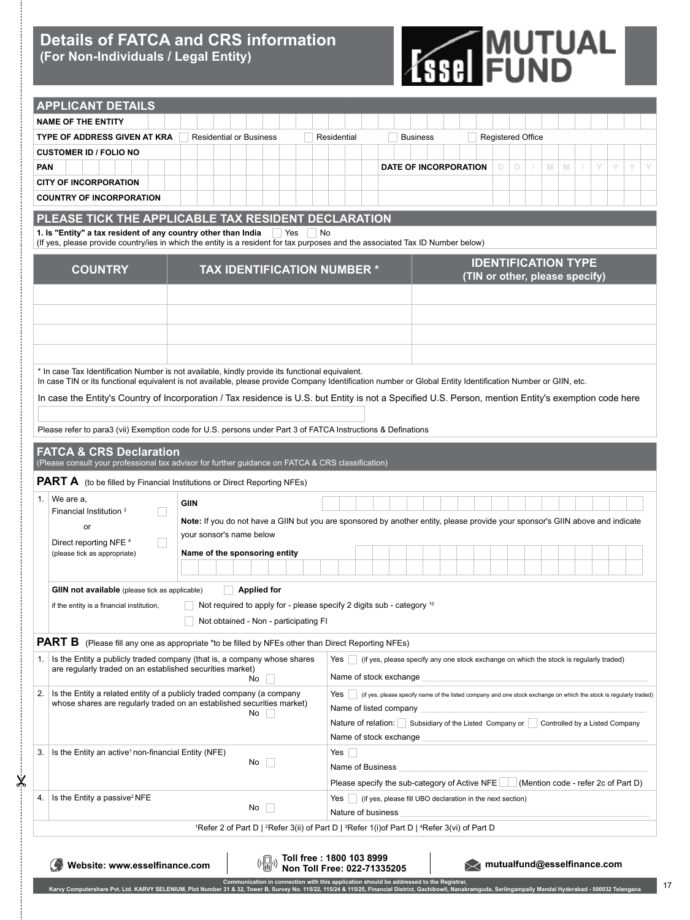# Details of FATCA and CRS information
**(For Non-Individuals / Legal Entity)**

ESSEL MUTUAL FUND

## APPLICANT DETAILS

| | |
|---|---|
| **NAME OF THE ENTITY** | |
| **TYPE OF ADDRESS GIVEN AT KRA** | ☐ Residential or Business ☐ Residential ☐ Business ☐ Registered Office |
| **CUSTOMER ID / FOLIO NO** | |
| **PAN** | **DATE OF INCORPORATION** D D / M M / Y Y Y Y |
| **CITY OF INCORPORATION** | |
| **COUNTRY OF INCORPORATION** | |

## PLEASE TICK THE APPLICABLE TAX RESIDENT DECLARATION

**1. Is "Entity" a tax resident of any country other than India** ☐ Yes ☐ No

(If yes, please provide country/ies in which the entity is a resident for tax purposes and the associated Tax ID Number below)

| COUNTRY | TAX IDENTIFICATION NUMBER * | IDENTIFICATION TYPE (TIN or other, please specify) |
|---|---|---|
| | | |
| | | |
| | | |
| | | |

\* In case Tax Identification Number is not available, kindly provide its functional equivalent.
In case TIN or its functional equivalent is not available, please provide Company Identification number or Global Entity Identification Number or GIIN, etc.

In case the Entity's Country of Incorporation / Tax residence is U.S. but Entity is not a Specified U.S. Person, mention Entity's exemption code here

Please refer to para3 (vii) Exemption code for U.S. persons under Part 3 of FATCA Instructions & Definations

## FATCA & CRS Declaration

(Please consult your professional tax advisor for further guidance on FATCA & CRS classification)

### PART A (to be filled by Financial Institutions or Direct Reporting NFEs)

1. We are a,
   - Financial Institution [3] ☐
   - or
   - Direct reporting NFE [4] ☐
   - (please tick as appropriate)

**GIIN**

**Note:** If you do not have a GIIN but you are sponsored by another entity, please provide your sponsor's GIIN above and indicate your sonsor's name below

**Name of the sponsoring entity**

**GIIN not available** (please tick as applicable) if the entity is a financial institution,

- ☐ **Applied for**
- ☐ Not required to apply for - please specify 2 digits sub - category [10]
- ☐ Not obtained - Non - participating FI

### PART B (Please fill any one as appropriate "to be filled by NFEs other than Direct Reporting NFEs)

| | | |
|---|---|---|
| 1. | Is the Entity a publicly traded company (that is, a company whose shares are regularly traded on an established securities market) No ☐ | Yes ☐ (if yes, please specify any one stock exchange on which the stock is regularly traded)<br>Name of stock exchange |
| 2. | Is the Entity a related entity of a publicly traded company (a company whose shares are regularly traded on an established securities market) No ☐ | Yes ☐ (if yes, please specify name of the listed company and one stock exchange on which the stock is regularly traded)<br>Name of listed company<br>Nature of relation: ☐ Subsidiary of the Listed Company or ☐ Controlled by a Listed Company<br>Name of stock exchange |
| 3. | Is the Entity an active[1] non-financial Entity (NFE) No ☐ | Yes ☐<br>Name of Business<br>Please specify the sub-category of Active NFE ☐☐ (Mention code - refer 2c of Part D) |
| 4. | Is the Entity a passive[2] NFE No ☐ | Yes ☐ (if yes, please fill UBO declaration in the next section)<br>Nature of business |

[1]Refer 2 of Part D | [2]Refer 3(ii) of Part D | [3]Refer 1(i)of Part D | [4]Refer 3(vi) of Part D

**Website: www.esselfinance.com** | **Toll free : 1800 103 8999 Non Toll Free: 022-71335205** | **mutualfund@esselfinance.com**

**Communication in connection with this application should be addressed to the Registrar,**
**Karvy Computershare Pvt. Ltd. KARVY SELENIUM, Plot Number 31 & 32, Tower B, Survey No. 115/22, 115/24 & 115/25, Financial District, Gachibowli, Nanakramguda, Serlingampally Mandal Hyderabad - 500032 Telangana**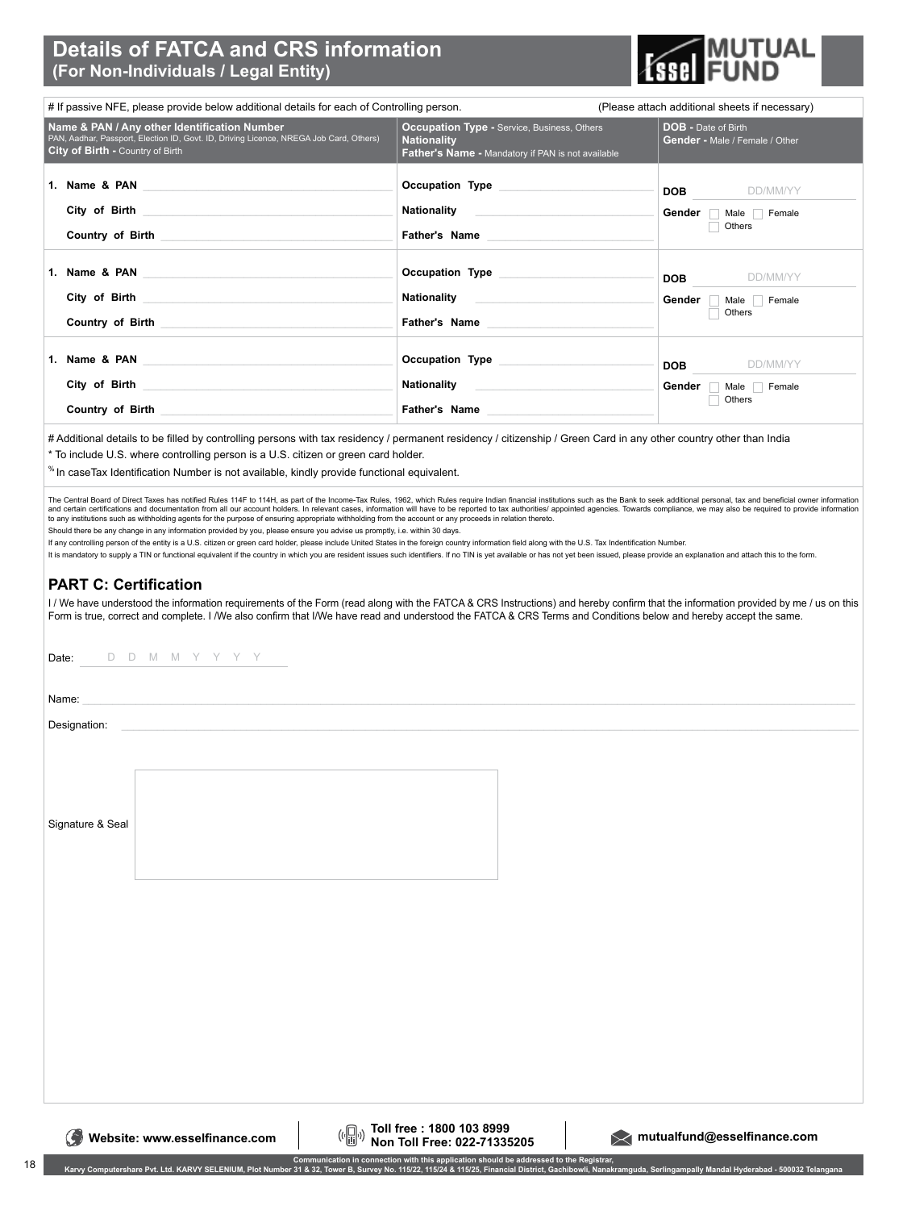# Details of FATCA and CRS information
## (For Non-Individuals / Legal Entity)

Essel MUTUAL FUND

# If passive NFE, please provide below additional details for each of Controlling person. (Please attach additional sheets if necessary)

| **Name & PAN / Any other Identification Number** PAN, Aadhar, Passport, Election ID, Govt. ID, Driving Licence, NREGA Job Card, Others) **City of Birth -** Country of Birth | **Occupation Type -** Service, Business, Others **Nationality** **Father's Name -** Mandatory if PAN is not available | **DOB -** Date of Birth **Gender -** Male / Female / Other |
|---|---|---|
| 1. Name & PAN ________ City of Birth ________ Country of Birth ________ | Occupation Type ________ Nationality ________ Father's Name ________ | DOB DD/MM/YY Gender ☐ Male ☐ Female ☐ Others |
| 1. Name & PAN ________ City of Birth ________ Country of Birth ________ | Occupation Type ________ Nationality ________ Father's Name ________ | DOB DD/MM/YY Gender ☐ Male ☐ Female ☐ Others |
| 1. Name & PAN ________ City of Birth ________ Country of Birth ________ | Occupation Type ________ Nationality ________ Father's Name ________ | DOB DD/MM/YY Gender ☐ Male ☐ Female ☐ Others |

# Additional details to be filled by controlling persons with tax residency / permanent residency / citizenship / Green Card in any other country other than India

* To include U.S. where controlling person is a U.S. citizen or green card holder.

% In caseTax Identification Number is not available, kindly provide functional equivalent.

The Central Board of Direct Taxes has notified Rules 114F to 114H, as part of the Income-Tax Rules, 1962, which Rules require Indian financial institutions such as the Bank to seek additional personal, tax and beneficial owner information and certain certifications and documentation from all our account holders. In relevant cases, information will have to be reported to tax authorities/ appointed agencies. Towards compliance, we may also be required to provide information to any institutions such as withholding agents for the purpose of ensuring appropriate withholding from the account or any proceeds in relation thereto.

Should there be any change in any information provided by you, please ensure you advise us promptly, i.e. within 30 days.

If any controlling person of the entity is a U.S. citizen or green card holder, please include United States in the foreign country information field along with the U.S. Tax Indentification Number.

It is mandatory to supply a TIN or functional equivalent if the country in which you are resident issues such identifiers. If no TIN is yet available or has not yet been issued, please provide an explanation and attach this to the form.

## PART C: Certification

I / We have understood the information requirements of the Form (read along with the FATCA & CRS Instructions) and hereby confirm that the information provided by me / us on this Form is true, correct and complete. I /We also confirm that I/We have read and understood the FATCA & CRS Terms and Conditions below and hereby accept the same.

Date: D D M M Y Y Y Y

Name: ________

Designation: ________

Signature & Seal

Website: www.esselfinance.com | Toll free : 1800 103 8999 Non Toll Free: 022-71335205 | mutualfund@esselfinance.com

Communication in connection with this application should be addressed to the Registrar,
Karvy Computershare Pvt. Ltd. KARVY SELENIUM, Plot Number 31 & 32, Tower B, Survey No. 115/22, 115/24 & 115/25, Financial District, Gachibowli, Nanakramguda, Serlingampally Mandal Hyderabad - 500032 Telangana